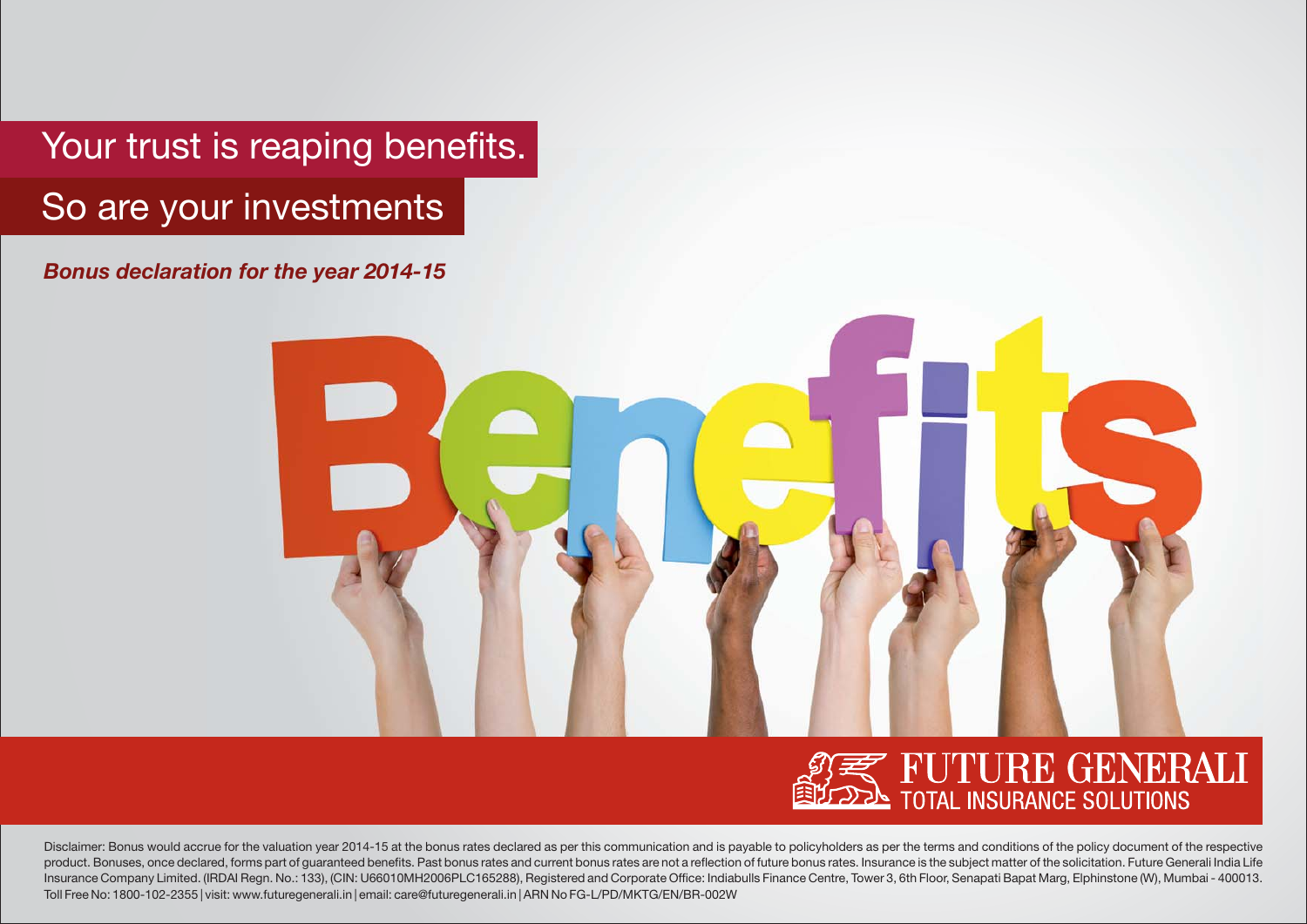# Your trust is reaping benefits.

## So are your investments

***Bonus declaration for the year 2014-15***

Benefits

FUTURE GENERALI
TOTAL INSURANCE SOLUTIONS

Disclaimer: Bonus would accrue for the valuation year 2014-15 at the bonus rates declared as per this communication and is payable to policyholders as per the terms and conditions of the policy document of the respective product. Bonuses, once declared, forms part of guaranteed benefits. Past bonus rates and current bonus rates are not a reflection of future bonus rates. Insurance is the subject matter of the solicitation. Future Generali India Life Insurance Company Limited. (IRDAI Regn. No.: 133), (CIN: U66010MH2006PLC165288), Registered and Corporate Office: Indiabulls Finance Centre, Tower 3, 6th Floor, Senapati Bapat Marg, Elphinstone (W), Mumbai - 400013. Toll Free No: 1800-102-2355 | visit: www.futuregenerali.in | email: care@futuregenerali.in | ARN No FG-L/PD/MKTG/EN/BR-002W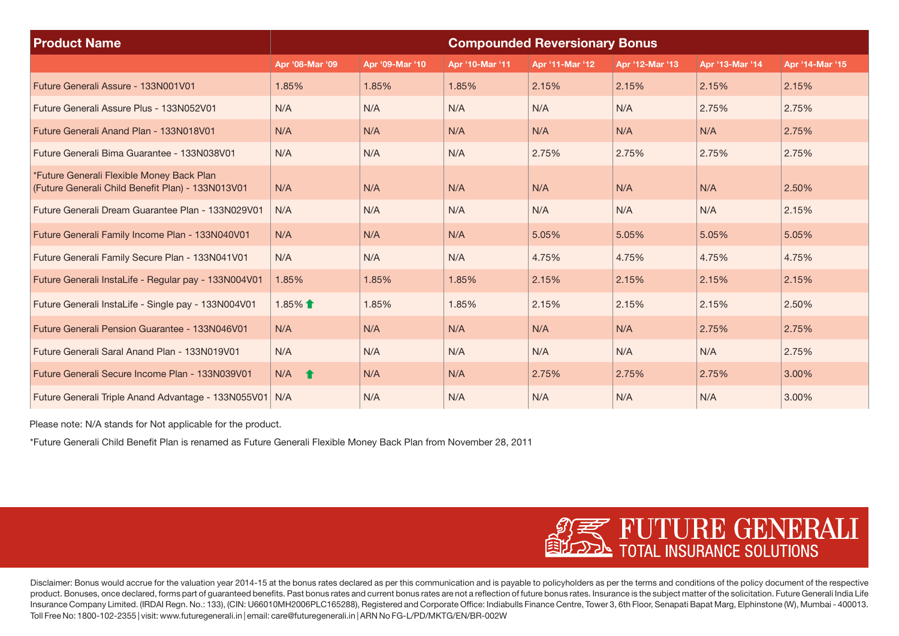| Product Name | Compounded Reversionary Bonus | | | | | | |
|---|---|---|---|---|---|---|---|
| | Apr '08-Mar '09 | Apr '09-Mar '10 | Apr '10-Mar '11 | Apr '11-Mar '12 | Apr '12-Mar '13 | Apr '13-Mar '14 | Apr '14-Mar '15 |
| Future Generali Assure - 133N001V01 | 1.85% | 1.85% | 1.85% | 2.15% | 2.15% | 2.15% | 2.15% |
| Future Generali Assure Plus - 133N052V01 | N/A | N/A | N/A | N/A | N/A | 2.75% | 2.75% |
| Future Generali Anand Plan - 133N018V01 | N/A | N/A | N/A | N/A | N/A | N/A | 2.75% |
| Future Generali Bima Guarantee - 133N038V01 | N/A | N/A | N/A | 2.75% | 2.75% | 2.75% | 2.75% |
| *Future Generali Flexible Money Back Plan (Future Generali Child Benefit Plan) - 133N013V01 | N/A | N/A | N/A | N/A | N/A | N/A | 2.50% |
| Future Generali Dream Guarantee Plan - 133N029V01 | N/A | N/A | N/A | N/A | N/A | N/A | 2.15% |
| Future Generali Family Income Plan - 133N040V01 | N/A | N/A | N/A | 5.05% | 5.05% | 5.05% | 5.05% |
| Future Generali Family Secure Plan - 133N041V01 | N/A | N/A | N/A | 4.75% | 4.75% | 4.75% | 4.75% |
| Future Generali InstaLife - Regular pay - 133N004V01 | 1.85% | 1.85% | 1.85% | 2.15% | 2.15% | 2.15% | 2.15% |
| Future Generali InstaLife - Single pay - 133N004V01 | 1.85% | 1.85% | 1.85% | 2.15% | 2.15% | 2.15% | 2.50% |
| Future Generali Pension Guarantee - 133N046V01 | N/A | N/A | N/A | N/A | N/A | 2.75% | 2.75% |
| Future Generali Saral Anand Plan - 133N019V01 | N/A | N/A | N/A | N/A | N/A | N/A | 2.75% |
| Future Generali Secure Income Plan - 133N039V01 | N/A | N/A | N/A | 2.75% | 2.75% | 2.75% | 3.00% |
| Future Generali Triple Anand Advantage - 133N055V01 | N/A | N/A | N/A | N/A | N/A | N/A | 3.00% |

Please note: N/A stands for Not applicable for the product.

*Future Generali Child Benefit Plan is renamed as Future Generali Flexible Money Back Plan from November 28, 2011

**FUTURE GENERALI**
TOTAL INSURANCE SOLUTIONS

Disclaimer: Bonus would accrue for the valuation year 2014-15 at the bonus rates declared as per this communication and is payable to policyholders as per the terms and conditions of the policy document of the respective product. Bonuses, once declared, forms part of guaranteed benefits. Past bonus rates and current bonus rates are not a reflection of future bonus rates. Insurance is the subject matter of the solicitation. Future Generali India Life Insurance Company Limited. (IRDAI Regn. No.: 133), (CIN: U66010MH2006PLC165288), Registered and Corporate Office: Indiabulls Finance Centre, Tower 3, 6th Floor, Senapati Bapat Marg, Elphinstone (W), Mumbai - 400013. Toll Free No: 1800-102-2355 | visit: www.futuregenerali.in | email: care@futuregenerali.in | ARN No FG-L/PD/MKTG/EN/BR-002W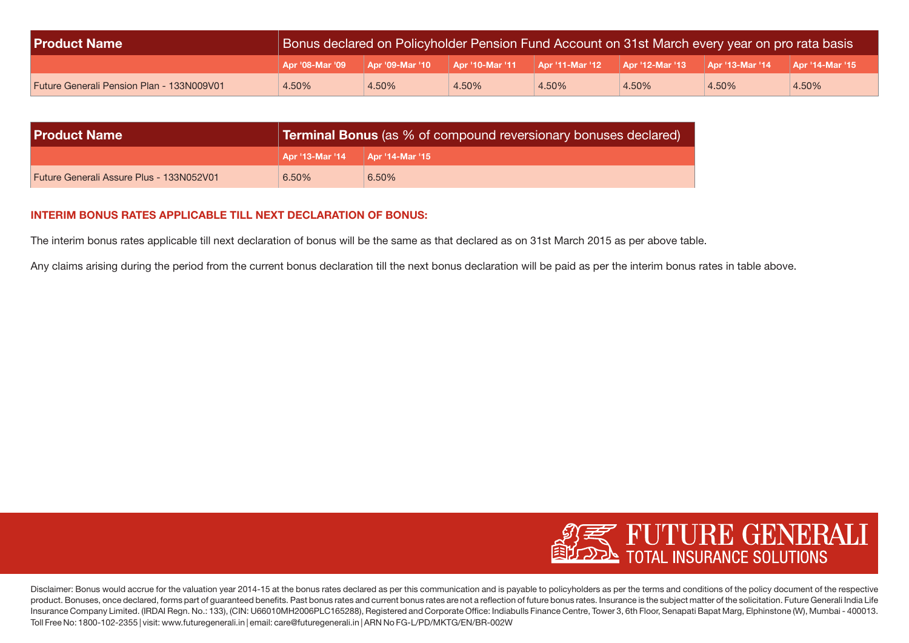| Product Name | Bonus declared on Policyholder Pension Fund Account on 31st March every year on pro rata basis | | | | | | |
|---|---|---|---|---|---|---|---|
| | Apr '08-Mar '09 | Apr '09-Mar '10 | Apr '10-Mar '11 | Apr '11-Mar '12 | Apr '12-Mar '13 | Apr '13-Mar '14 | Apr '14-Mar '15 |
| Future Generali Pension Plan - 133N009V01 | 4.50% | 4.50% | 4.50% | 4.50% | 4.50% | 4.50% | 4.50% |

| Product Name | **Terminal Bonus** (as % of compound reversionary bonuses declared) | |
|---|---|---|
| | Apr '13-Mar '14 | Apr '14-Mar '15 |
| Future Generali Assure Plus - 133N052V01 | 6.50% | 6.50% |

**INTERIM BONUS RATES APPLICABLE TILL NEXT DECLARATION OF BONUS:**

The interim bonus rates applicable till next declaration of bonus will be the same as that declared as on 31st March 2015 as per above table.

Any claims arising during the period from the current bonus declaration till the next bonus declaration will be paid as per the interim bonus rates in table above.

FUTURE GENERALI
TOTAL INSURANCE SOLUTIONS

Disclaimer: Bonus would accrue for the valuation year 2014-15 at the bonus rates declared as per this communication and is payable to policyholders as per the terms and conditions of the policy document of the respective product. Bonuses, once declared, forms part of guaranteed benefits. Past bonus rates and current bonus rates are not a reflection of future bonus rates. Insurance is the subject matter of the solicitation. Future Generali India Life Insurance Company Limited. (IRDAI Regn. No.: 133), (CIN: U66010MH2006PLC165288), Registered and Corporate Office: Indiabulls Finance Centre, Tower 3, 6th Floor, Senapati Bapat Marg, Elphinstone (W), Mumbai - 400013. Toll Free No: 1800-102-2355 | visit: www.futuregenerali.in | email: care@futuregenerali.in | ARN No FG-L/PD/MKTG/EN/BR-002W